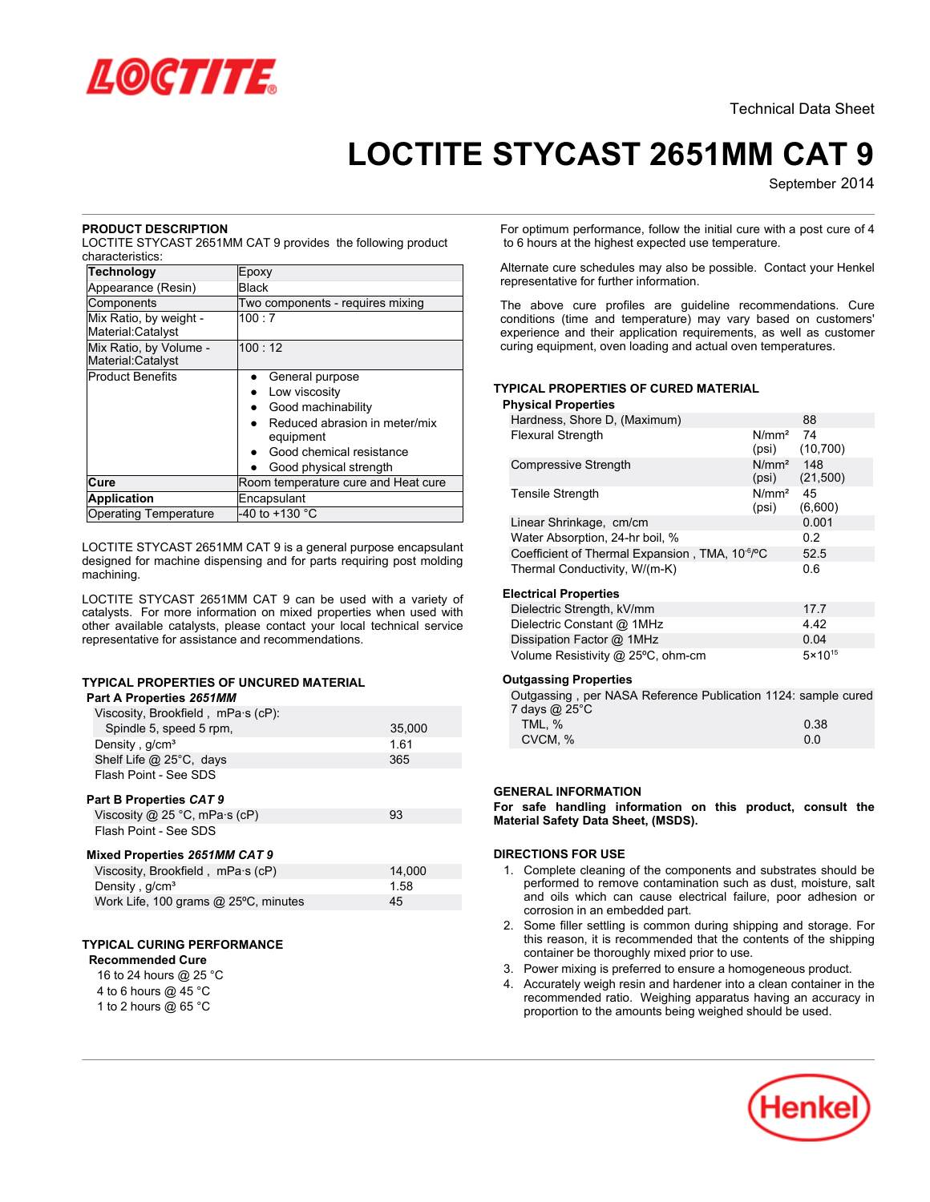Technical Data Sheet

# LOCTITE STYCAST 2651MM CAT 9

September 2014

## PRODUCT DESCRIPTION

LOCTITE STYCAST 2651MM CAT 9 provides the following product characteristics:

| **Technology** | Epoxy |
|---|---|
| Appearance (Resin) | Black |
| Components | Two components - requires mixing |
| Mix Ratio, by weight - Material:Catalyst | 100 : 7 |
| Mix Ratio, by Volume - Material:Catalyst | 100 : 12 |
| Product Benefits | • General purpose<br>• Low viscosity<br>• Good machinability<br>• Reduced abrasion in meter/mix equipment<br>• Good chemical resistance<br>• Good physical strength |
| **Cure** | Room temperature cure and Heat cure |
| **Application** | Encapsulant |
| Operating Temperature | -40 to +130 °C |

LOCTITE STYCAST 2651MM CAT 9 is a general purpose encapsulant designed for machine dispensing and for parts requiring post molding machining.

LOCTITE STYCAST 2651MM CAT 9 can be used with a variety of catalysts. For more information on mixed properties when used with other available catalysts, please contact your local technical service representative for assistance and recommendations.

## TYPICAL PROPERTIES OF UNCURED MATERIAL

### Part A Properties *2651MM*

| | |
|---|---|
| Viscosity, Brookfield , mPa·s (cP): Spindle 5, speed 5 rpm, | 35,000 |
| Density , g/cm³ | 1.61 |
| Shelf Life @ 25°C, days | 365 |
| Flash Point - See SDS | |

### Part B Properties *CAT 9*

| | |
|---|---|
| Viscosity @ 25 °C, mPa·s (cP) | 93 |
| Flash Point - See SDS | |

### Mixed Properties *2651MM CAT 9*

| | |
|---|---|
| Viscosity, Brookfield , mPa·s (cP) | 14,000 |
| Density , g/cm³ | 1.58 |
| Work Life, 100 grams @ 25ºC, minutes | 45 |

## TYPICAL CURING PERFORMANCE

**Recommended Cure**

16 to 24 hours @ 25 °C
4 to 6 hours @ 45 °C
1 to 2 hours @ 65 °C

For optimum performance, follow the initial cure with a post cure of 4 to 6 hours at the highest expected use temperature.

Alternate cure schedules may also be possible. Contact your Henkel representative for further information.

The above cure profiles are guideline recommendations. Cure conditions (time and temperature) may vary based on customers' experience and their application requirements, as well as customer curing equipment, oven loading and actual oven temperatures.

## TYPICAL PROPERTIES OF CURED MATERIAL

### Physical Properties

| | | |
|---|---|---|
| Hardness, Shore D, (Maximum) | | 88 |
| Flexural Strength | N/mm² (psi) | 74 (10,700) |
| Compressive Strength | N/mm² (psi) | 148 (21,500) |
| Tensile Strength | N/mm² (psi) | 45 (6,600) |
| Linear Shrinkage, cm/cm | | 0.001 |
| Water Absorption, 24-hr boil, % | | 0.2 |
| Coefficient of Thermal Expansion , TMA, $10^{-6}$/ºC | | 52.5 |
| Thermal Conductivity, W/(m-K) | | 0.6 |

### Electrical Properties

| | |
|---|---|
| Dielectric Strength, kV/mm | 17.7 |
| Dielectric Constant @ 1MHz | 4.42 |
| Dissipation Factor @ 1MHz | 0.04 |
| Volume Resistivity @ 25ºC, ohm-cm | $5 \times 10^{15}$ |

### Outgassing Properties

Outgassing , per NASA Reference Publication 1124: sample cured 7 days @ 25°C

| | |
|---|---|
| TML, % | 0.38 |
| CVCM, % | 0.0 |

## GENERAL INFORMATION

**For safe handling information on this product, consult the Material Safety Data Sheet, (MSDS).**

## DIRECTIONS FOR USE

1. Complete cleaning of the components and substrates should be performed to remove contamination such as dust, moisture, salt and oils which can cause electrical failure, poor adhesion or corrosion in an embedded part.
2. Some filler settling is common during shipping and storage. For this reason, it is recommended that the contents of the shipping container be thoroughly mixed prior to use.
3. Power mixing is preferred to ensure a homogeneous product.
4. Accurately weigh resin and hardener into a clean container in the recommended ratio. Weighing apparatus having an accuracy in proportion to the amounts being weighed should be used.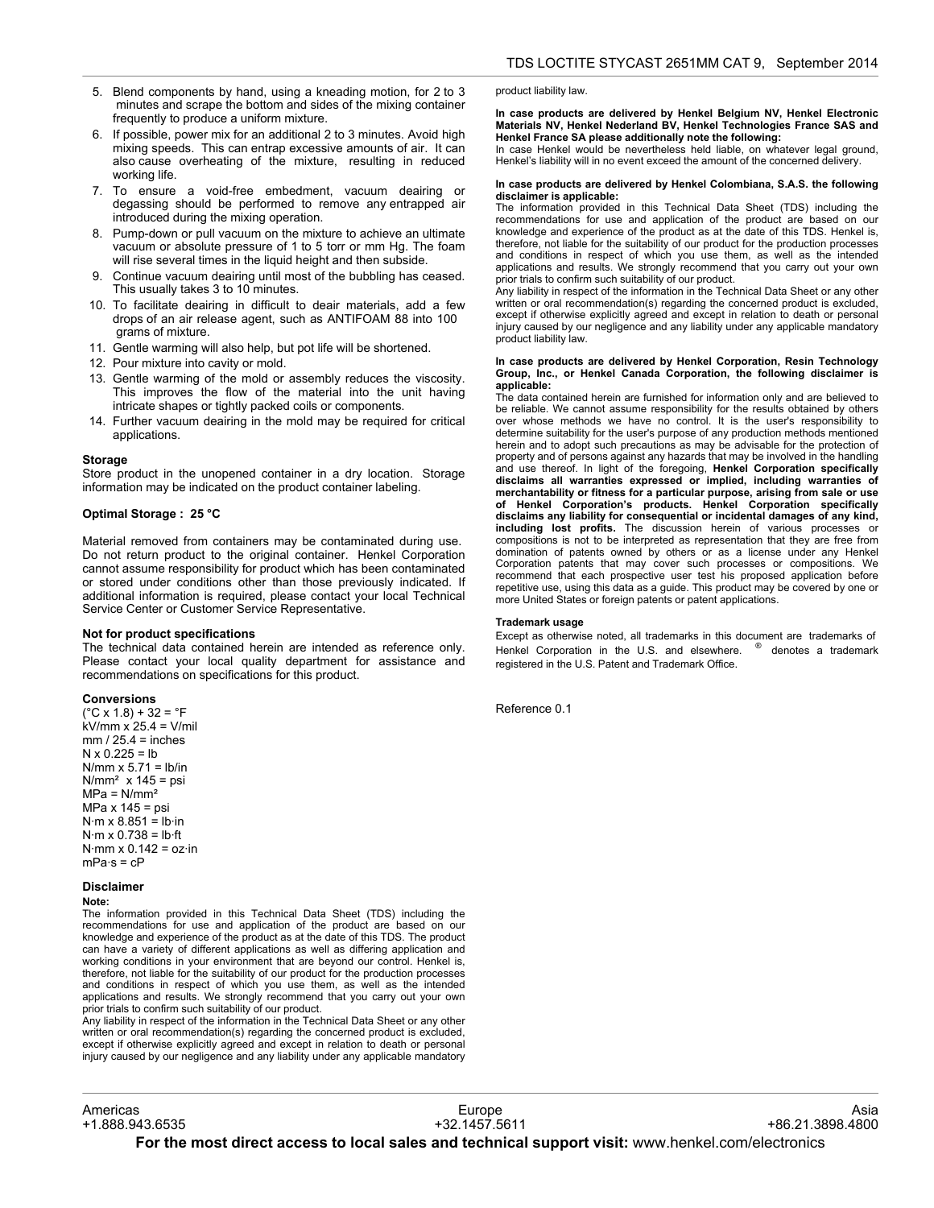5. Blend components by hand, using a kneading motion, for 2 to 3 minutes and scrape the bottom and sides of the mixing container frequently to produce a uniform mixture.
6. If possible, power mix for an additional 2 to 3 minutes. Avoid high mixing speeds. This can entrap excessive amounts of air. It can also cause overheating of the mixture, resulting in reduced working life.
7. To ensure a void-free embedment, vacuum deairing or degassing should be performed to remove any entrapped air introduced during the mixing operation.
8. Pump-down or pull vacuum on the mixture to achieve an ultimate vacuum or absolute pressure of 1 to 5 torr or mm Hg. The foam will rise several times in the liquid height and then subside.
9. Continue vacuum deairing until most of the bubbling has ceased. This usually takes 3 to 10 minutes.
10. To facilitate deairing in difficult to deair materials, add a few drops of an air release agent, such as ANTIFOAM 88 into 100 grams of mixture.
11. Gentle warming will also help, but pot life will be shortened.
12. Pour mixture into cavity or mold.
13. Gentle warming of the mold or assembly reduces the viscosity. This improves the flow of the material into the unit having intricate shapes or tightly packed coils or components.
14. Further vacuum deairing in the mold may be required for critical applications.

**Storage**

Store product in the unopened container in a dry location. Storage information may be indicated on the product container labeling.

**Optimal Storage : 25 °C**

Material removed from containers may be contaminated during use. Do not return product to the original container. Henkel Corporation cannot assume responsibility for product which has been contaminated or stored under conditions other than those previously indicated. If additional information is required, please contact your local Technical Service Center or Customer Service Representative.

**Not for product specifications**

The technical data contained herein are intended as reference only. Please contact your local quality department for assistance and recommendations on specifications for this product.

**Conversions**

(°C x 1.8) + 32 = °F
kV/mm x 25.4 = V/mil
mm / 25.4 = inches
N x 0.225 = lb
N/mm x 5.71 = lb/in
N/mm² x 145 = psi
MPa = N/mm²
MPa x 145 = psi
N·m x 8.851 = lb·in
N·m x 0.738 = lb·ft
N·mm x 0.142 = oz·in
mPa·s = cP

**Disclaimer**

**Note:**

The information provided in this Technical Data Sheet (TDS) including the recommendations for use and application of the product are based on our knowledge and experience of the product as at the date of this TDS. The product can have a variety of different applications as well as differing application and working conditions in your environment that are beyond our control. Henkel is, therefore, not liable for the suitability of our product for the production processes and conditions in respect of which you use them, as well as the intended applications and results. We strongly recommend that you carry out your own prior trials to confirm such suitability of our product.

Any liability in respect of the information in the Technical Data Sheet or any other written or oral recommendation(s) regarding the concerned product is excluded, except if otherwise explicitly agreed and except in relation to death or personal injury caused by our negligence and any liability under any applicable mandatory product liability law.

**In case products are delivered by Henkel Belgium NV, Henkel Electronic Materials NV, Henkel Nederland BV, Henkel Technologies France SAS and Henkel France SA please additionally note the following:**

In case Henkel would be nevertheless held liable, on whatever legal ground, Henkel's liability will in no event exceed the amount of the concerned delivery.

**In case products are delivered by Henkel Colombiana, S.A.S. the following disclaimer is applicable:**

The information provided in this Technical Data Sheet (TDS) including the recommendations for use and application of the product are based on our knowledge and experience of the product as at the date of this TDS. Henkel is, therefore, not liable for the suitability of our product for the production processes and conditions in respect of which you use them, as well as the intended applications and results. We strongly recommend that you carry out your own prior trials to confirm such suitability of our product.

Any liability in respect of the information in the Technical Data Sheet or any other written or oral recommendation(s) regarding the concerned product is excluded, except if otherwise explicitly agreed and except in relation to death or personal injury caused by our negligence and any liability under any applicable mandatory product liability law.

**In case products are delivered by Henkel Corporation, Resin Technology Group, Inc., or Henkel Canada Corporation, the following disclaimer is applicable:**

The data contained herein are furnished for information only and are believed to be reliable. We cannot assume responsibility for the results obtained by others over whose methods we have no control. It is the user's responsibility to determine suitability for the user's purpose of any production methods mentioned herein and to adopt such precautions as may be advisable for the protection of property and of persons against any hazards that may be involved in the handling and use thereof. In light of the foregoing, **Henkel Corporation specifically disclaims all warranties expressed or implied, including warranties of merchantability or fitness for a particular purpose, arising from sale or use of Henkel Corporation's products. Henkel Corporation specifically disclaims any liability for consequential or incidental damages of any kind, including lost profits.** The discussion herein of various processes or compositions is not to be interpreted as representation that they are free from domination of patents owned by others or as a license under any Henkel Corporation patents that may cover such processes or compositions. We recommend that each prospective user test his proposed application before repetitive use, using this data as a guide. This product may be covered by one or more United States or foreign patents or patent applications.

**Trademark usage**

Except as otherwise noted, all trademarks in this document are trademarks of Henkel Corporation in the U.S. and elsewhere. ® denotes a trademark registered in the U.S. Patent and Trademark Office.

Reference 0.1

Americas
+1.888.943.6535

Europe
+32.1457.5611

Asia
+86.21.3898.4800

**For the most direct access to local sales and technical support visit:** www.henkel.com/electronics